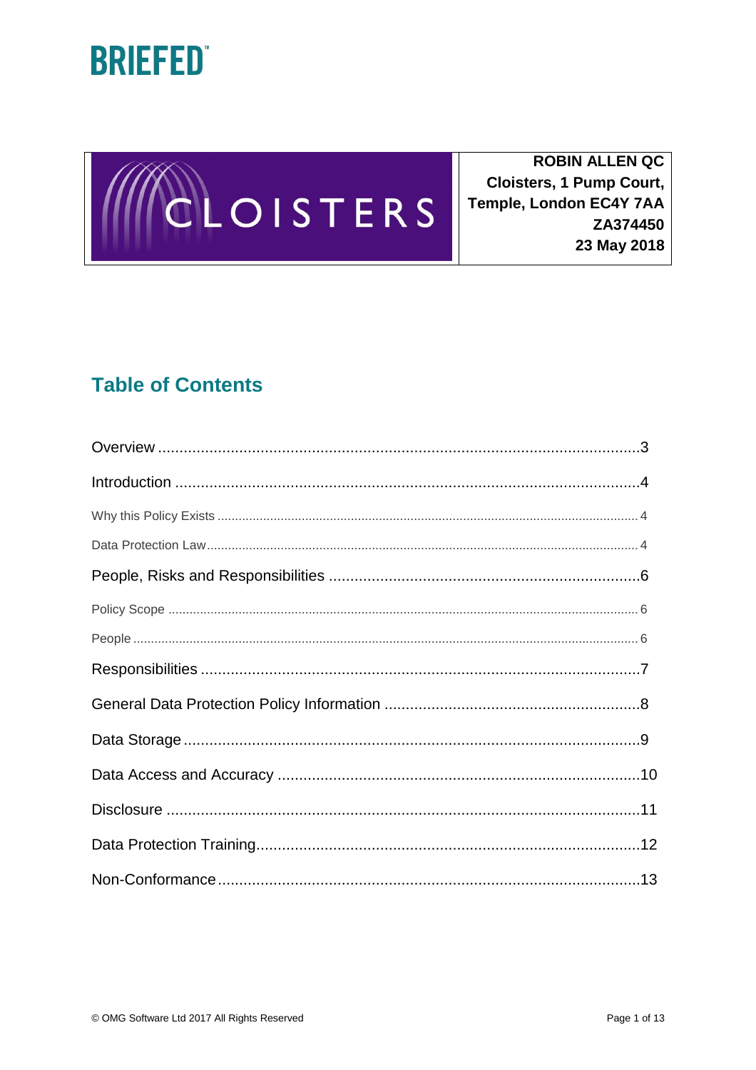BRIEFED™

| CLOISTERS | ROBIN ALLEN QC<br>Cloisters, 1 Pump Court,<br>Temple, London EC4Y 7AA<br>ZA374450<br>23 May 2018 |
|---|---|

## Table of Contents

Overview ........................................ 3

Introduction ........................................ 4

- Why this Policy Exists ........................................ 4
- Data Protection Law ........................................ 4

People, Risks and Responsibilities ........................................ 6

- Policy Scope ........................................ 6
- People ........................................ 6

Responsibilities ........................................ 7

General Data Protection Policy Information ........................................ 8

Data Storage ........................................ 9

Data Access and Accuracy ........................................ 10

Disclosure ........................................ 11

Data Protection Training ........................................ 12

Non-Conformance ........................................ 13

© OMG Software Ltd 2017 All Rights Reserved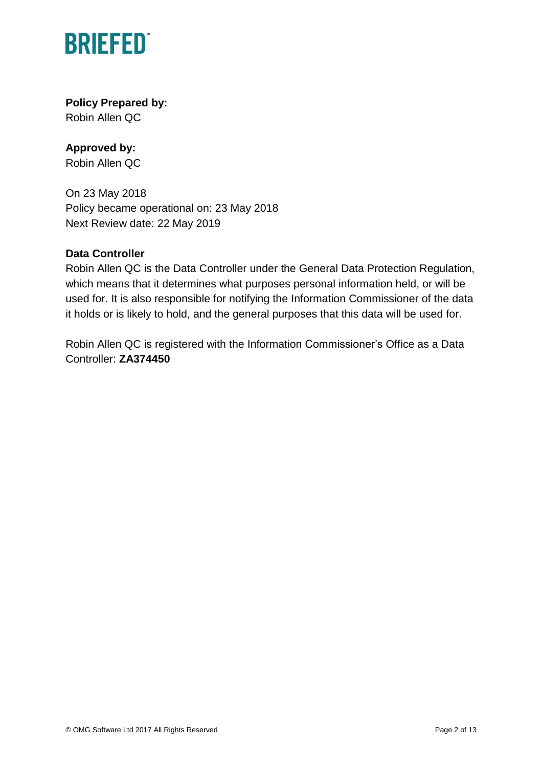**BRIEFED™**

**Policy Prepared by:**
Robin Allen QC

**Approved by:**
Robin Allen QC

On 23 May 2018
Policy became operational on: 23 May 2018
Next Review date: 22 May 2019

**Data Controller**

Robin Allen QC is the Data Controller under the General Data Protection Regulation, which means that it determines what purposes personal information held, or will be used for. It is also responsible for notifying the Information Commissioner of the data it holds or is likely to hold, and the general purposes that this data will be used for.

Robin Allen QC is registered with the Information Commissioner's Office as a Data Controller: **ZA374450**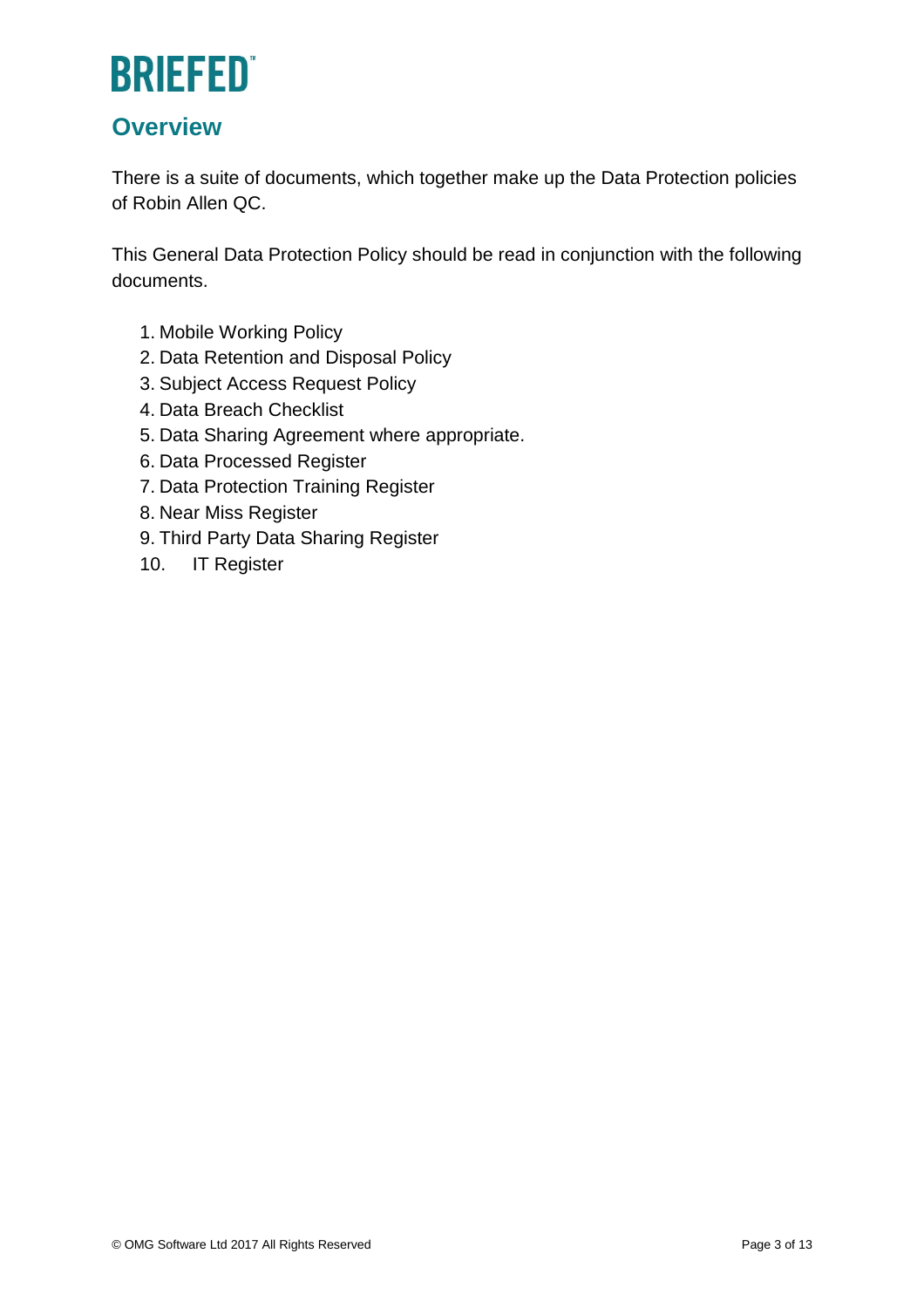## Overview

There is a suite of documents, which together make up the Data Protection policies of Robin Allen QC.

This General Data Protection Policy should be read in conjunction with the following documents.

1. Mobile Working Policy
2. Data Retention and Disposal Policy
3. Subject Access Request Policy
4. Data Breach Checklist
5. Data Sharing Agreement where appropriate.
6. Data Processed Register
7. Data Protection Training Register
8. Near Miss Register
9. Third Party Data Sharing Register
10. IT Register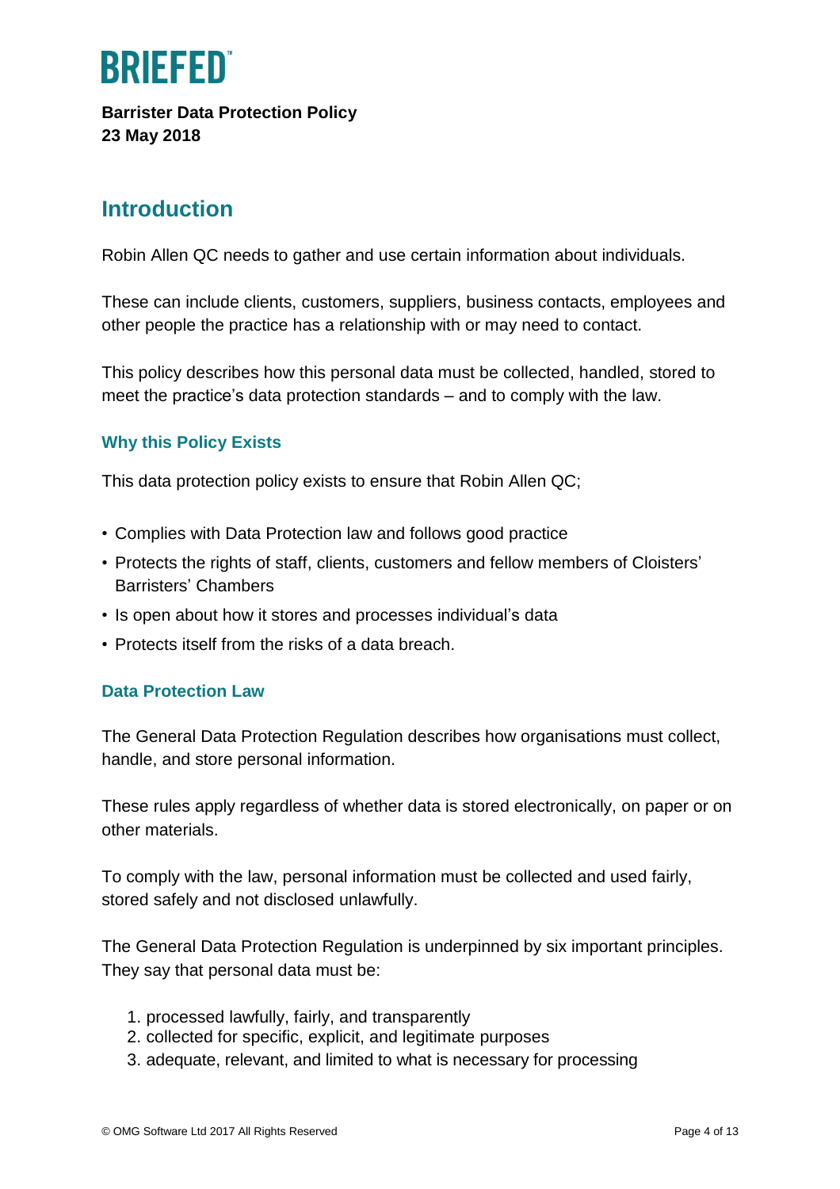# BRIEFED™

**Barrister Data Protection Policy**
**23 May 2018**

## Introduction

Robin Allen QC needs to gather and use certain information about individuals.

These can include clients, customers, suppliers, business contacts, employees and other people the practice has a relationship with or may need to contact.

This policy describes how this personal data must be collected, handled, stored to meet the practice's data protection standards – and to comply with the law.

### Why this Policy Exists

This data protection policy exists to ensure that Robin Allen QC;

- Complies with Data Protection law and follows good practice
- Protects the rights of staff, clients, customers and fellow members of Cloisters' Barristers' Chambers
- Is open about how it stores and processes individual's data
- Protects itself from the risks of a data breach.

### Data Protection Law

The General Data Protection Regulation describes how organisations must collect, handle, and store personal information.

These rules apply regardless of whether data is stored electronically, on paper or on other materials.

To comply with the law, personal information must be collected and used fairly, stored safely and not disclosed unlawfully.

The General Data Protection Regulation is underpinned by six important principles. They say that personal data must be:

1. processed lawfully, fairly, and transparently
2. collected for specific, explicit, and legitimate purposes
3. adequate, relevant, and limited to what is necessary for processing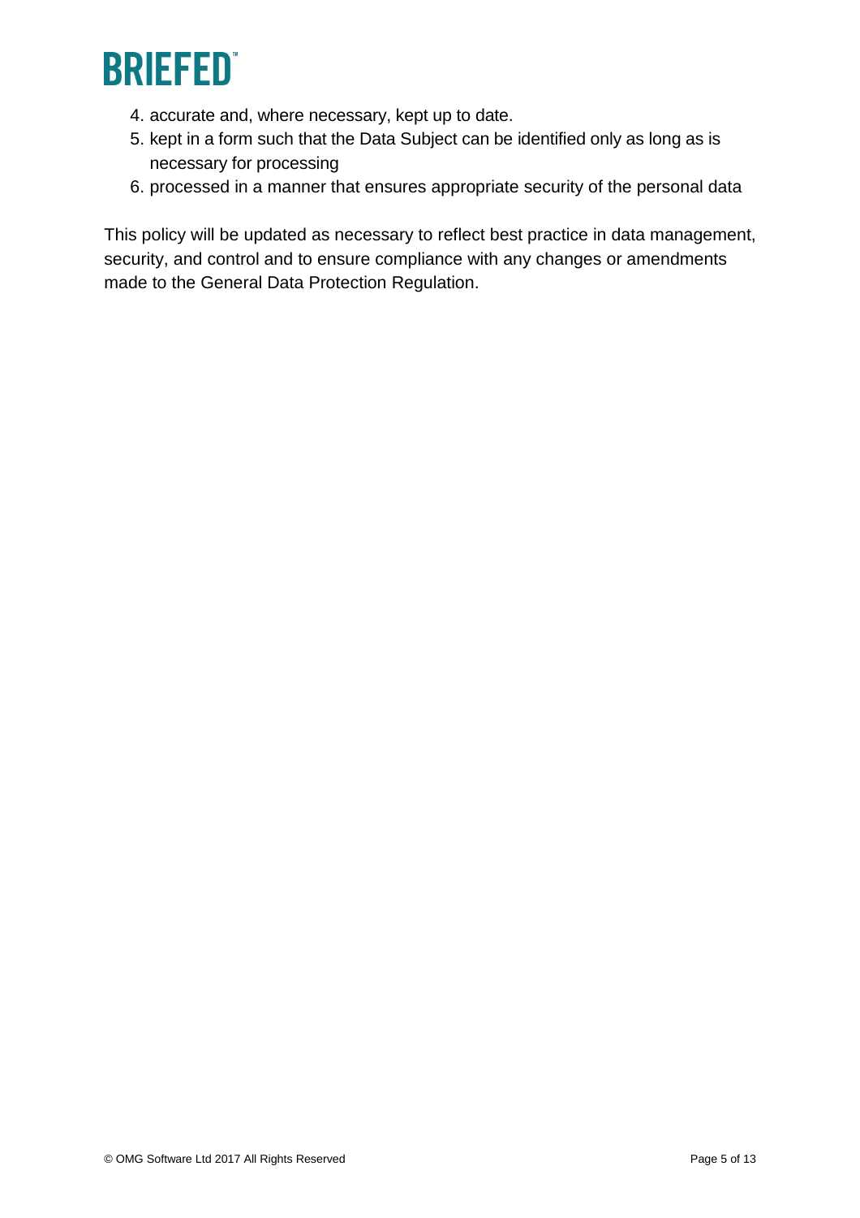4. accurate and, where necessary, kept up to date.
5. kept in a form such that the Data Subject can be identified only as long as is necessary for processing
6. processed in a manner that ensures appropriate security of the personal data

This policy will be updated as necessary to reflect best practice in data management, security, and control and to ensure compliance with any changes or amendments made to the General Data Protection Regulation.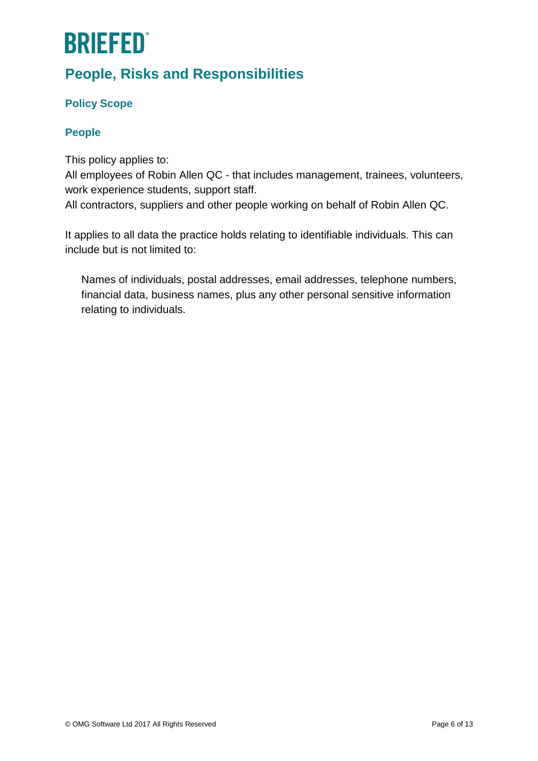BRIEFED™

## People, Risks and Responsibilities

### Policy Scope

### People

This policy applies to:
All employees of Robin Allen QC - that includes management, trainees, volunteers, work experience students, support staff.
All contractors, suppliers and other people working on behalf of Robin Allen QC.

It applies to all data the practice holds relating to identifiable individuals. This can include but is not limited to:

> Names of individuals, postal addresses, email addresses, telephone numbers, financial data, business names, plus any other personal sensitive information relating to individuals.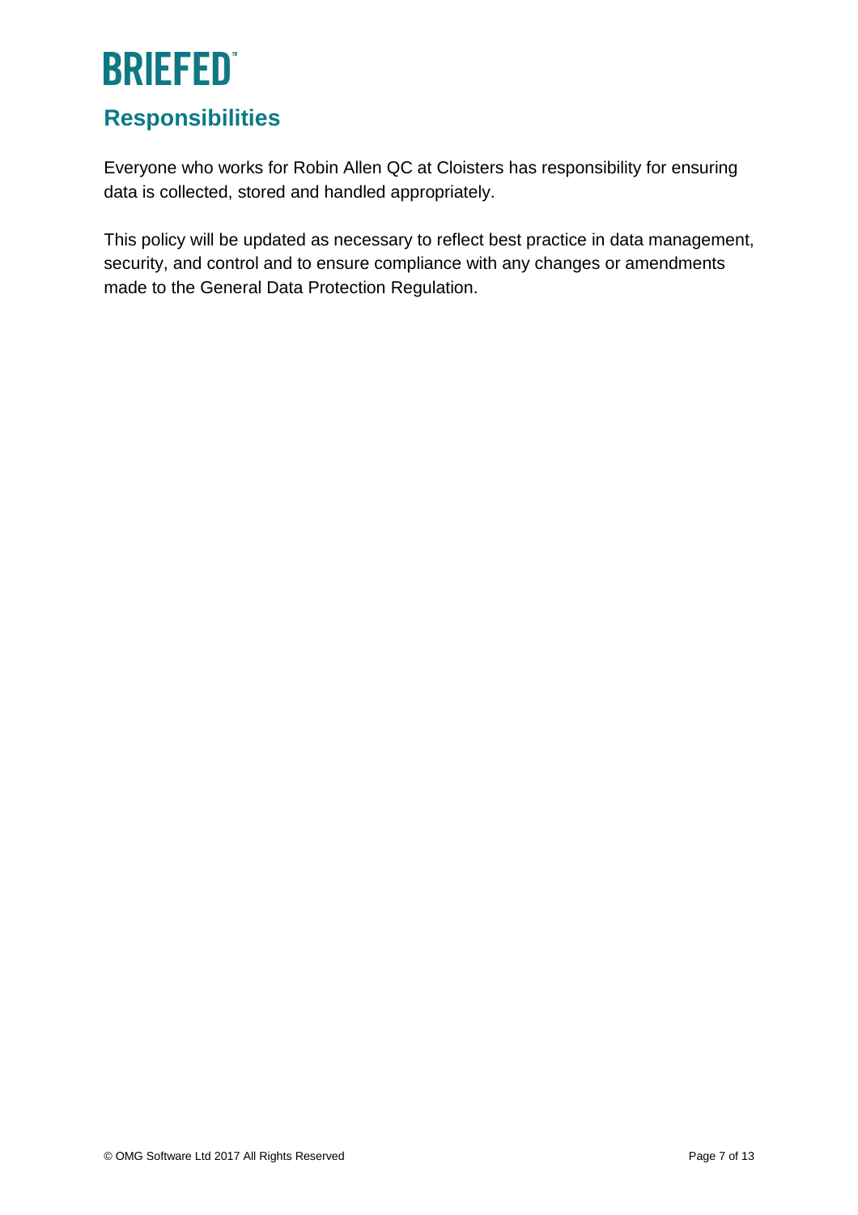## Responsibilities

Everyone who works for Robin Allen QC at Cloisters has responsibility for ensuring data is collected, stored and handled appropriately.

This policy will be updated as necessary to reflect best practice in data management, security, and control and to ensure compliance with any changes or amendments made to the General Data Protection Regulation.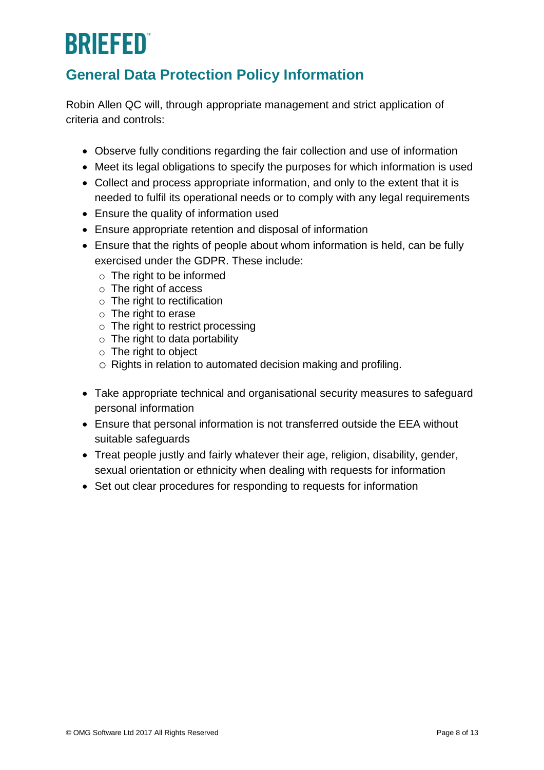# BRIEFED™

## General Data Protection Policy Information

Robin Allen QC will, through appropriate management and strict application of criteria and controls:

- Observe fully conditions regarding the fair collection and use of information
- Meet its legal obligations to specify the purposes for which information is used
- Collect and process appropriate information, and only to the extent that it is needed to fulfil its operational needs or to comply with any legal requirements
- Ensure the quality of information used
- Ensure appropriate retention and disposal of information
- Ensure that the rights of people about whom information is held, can be fully exercised under the GDPR. These include:
  - The right to be informed
  - The right of access
  - The right to rectification
  - The right to erase
  - The right to restrict processing
  - The right to data portability
  - The right to object
  - Rights in relation to automated decision making and profiling.
- Take appropriate technical and organisational security measures to safeguard personal information
- Ensure that personal information is not transferred outside the EEA without suitable safeguards
- Treat people justly and fairly whatever their age, religion, disability, gender, sexual orientation or ethnicity when dealing with requests for information
- Set out clear procedures for responding to requests for information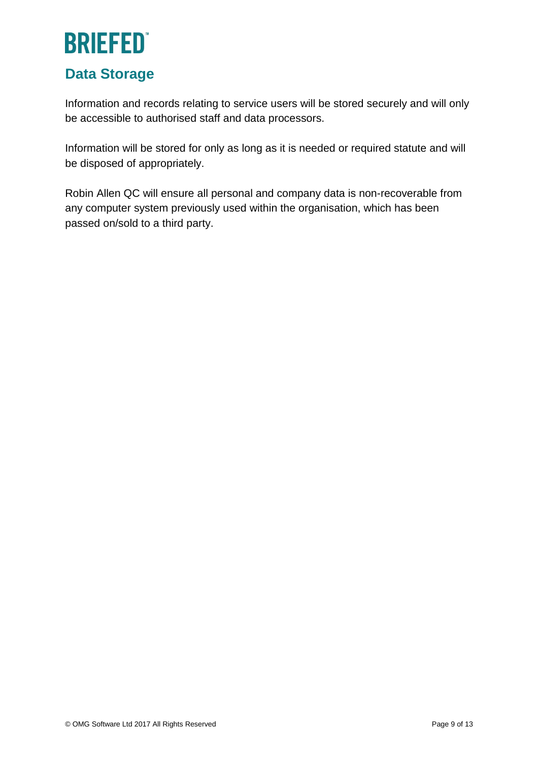## Data Storage

Information and records relating to service users will be stored securely and will only be accessible to authorised staff and data processors.

Information will be stored for only as long as it is needed or required statute and will be disposed of appropriately.

Robin Allen QC will ensure all personal and company data is non-recoverable from any computer system previously used within the organisation, which has been passed on/sold to a third party.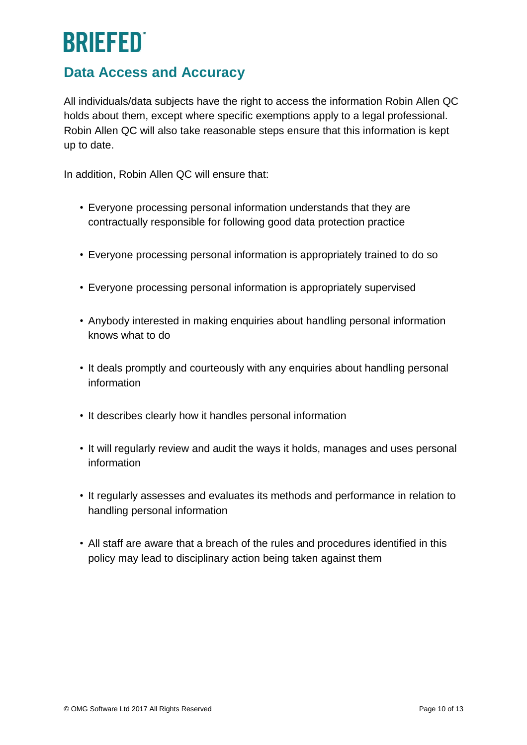## Data Access and Accuracy

All individuals/data subjects have the right to access the information Robin Allen QC holds about them, except where specific exemptions apply to a legal professional. Robin Allen QC will also take reasonable steps ensure that this information is kept up to date.

In addition, Robin Allen QC will ensure that:

- Everyone processing personal information understands that they are contractually responsible for following good data protection practice
- Everyone processing personal information is appropriately trained to do so
- Everyone processing personal information is appropriately supervised
- Anybody interested in making enquiries about handling personal information knows what to do
- It deals promptly and courteously with any enquiries about handling personal information
- It describes clearly how it handles personal information
- It will regularly review and audit the ways it holds, manages and uses personal information
- It regularly assesses and evaluates its methods and performance in relation to handling personal information
- All staff are aware that a breach of the rules and procedures identified in this policy may lead to disciplinary action being taken against them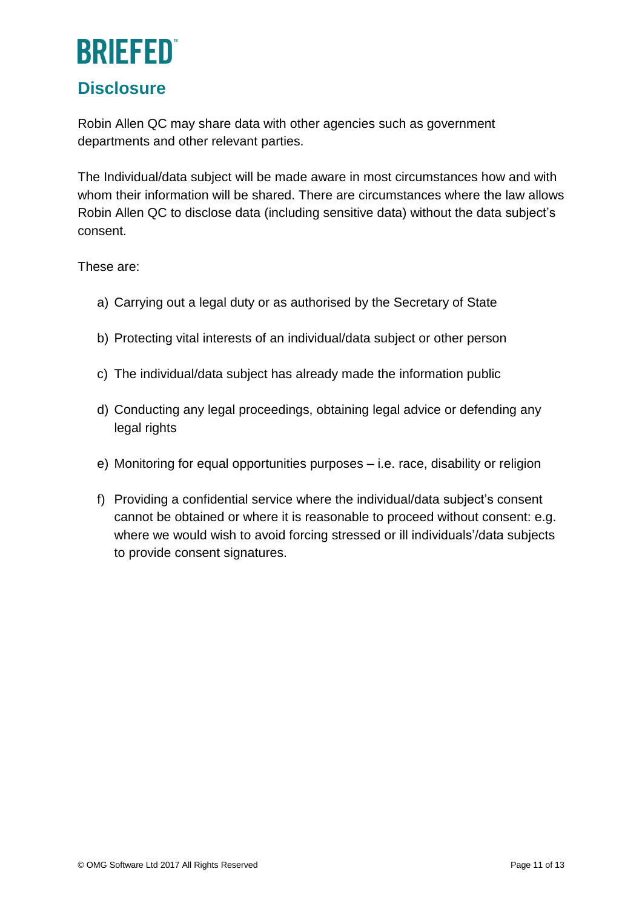## Disclosure

Robin Allen QC may share data with other agencies such as government departments and other relevant parties.

The Individual/data subject will be made aware in most circumstances how and with whom their information will be shared. There are circumstances where the law allows Robin Allen QC to disclose data (including sensitive data) without the data subject's consent.

These are:

a) Carrying out a legal duty or as authorised by the Secretary of State

b) Protecting vital interests of an individual/data subject or other person

c) The individual/data subject has already made the information public

d) Conducting any legal proceedings, obtaining legal advice or defending any legal rights

e) Monitoring for equal opportunities purposes – i.e. race, disability or religion

f) Providing a confidential service where the individual/data subject's consent cannot be obtained or where it is reasonable to proceed without consent: e.g. where we would wish to avoid forcing stressed or ill individuals'/data subjects to provide consent signatures.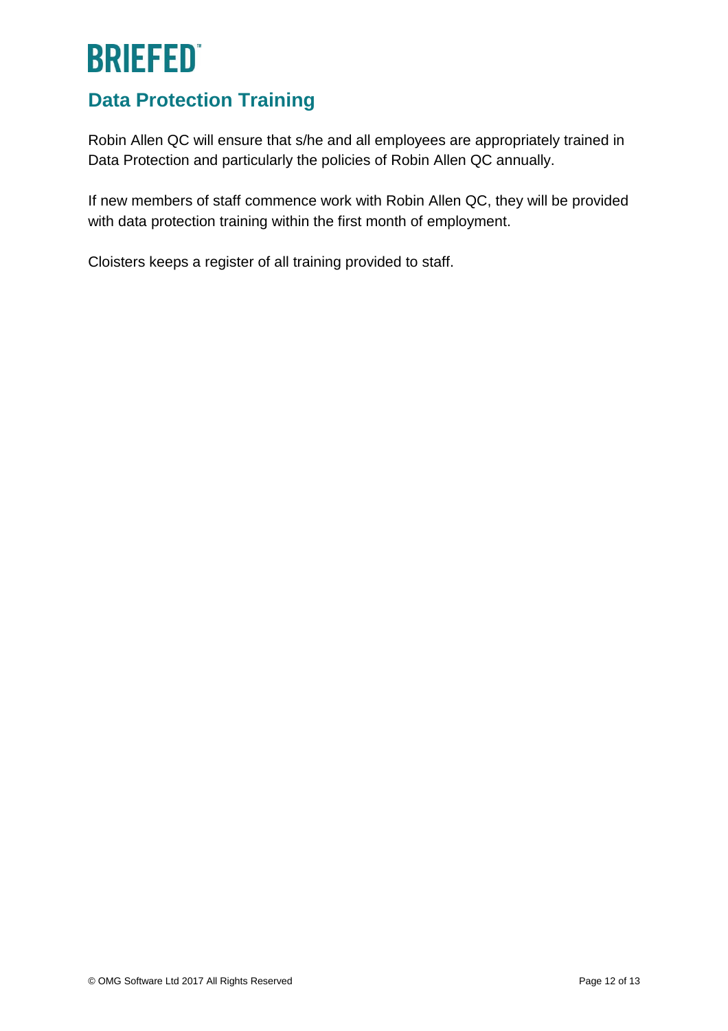## Data Protection Training

Robin Allen QC will ensure that s/he and all employees are appropriately trained in Data Protection and particularly the policies of Robin Allen QC annually.

If new members of staff commence work with Robin Allen QC, they will be provided with data protection training within the first month of employment.

Cloisters keeps a register of all training provided to staff.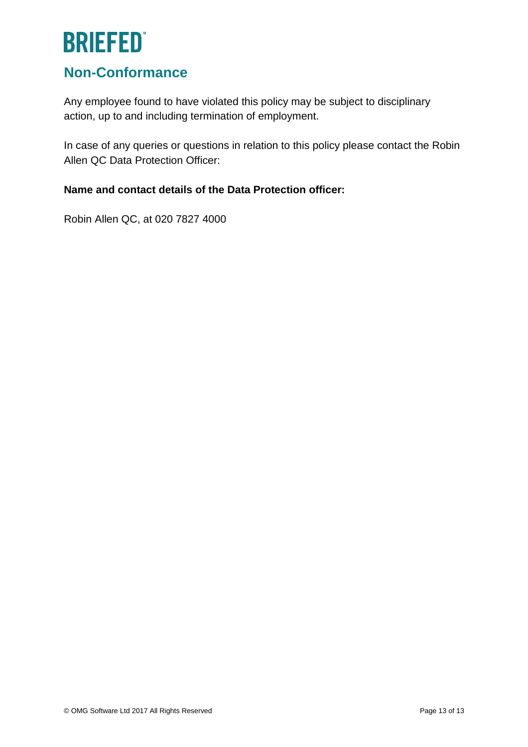## Non-Conformance

Any employee found to have violated this policy may be subject to disciplinary action, up to and including termination of employment.

In case of any queries or questions in relation to this policy please contact the Robin Allen QC Data Protection Officer:

**Name and contact details of the Data Protection officer:**

Robin Allen QC, at 020 7827 4000